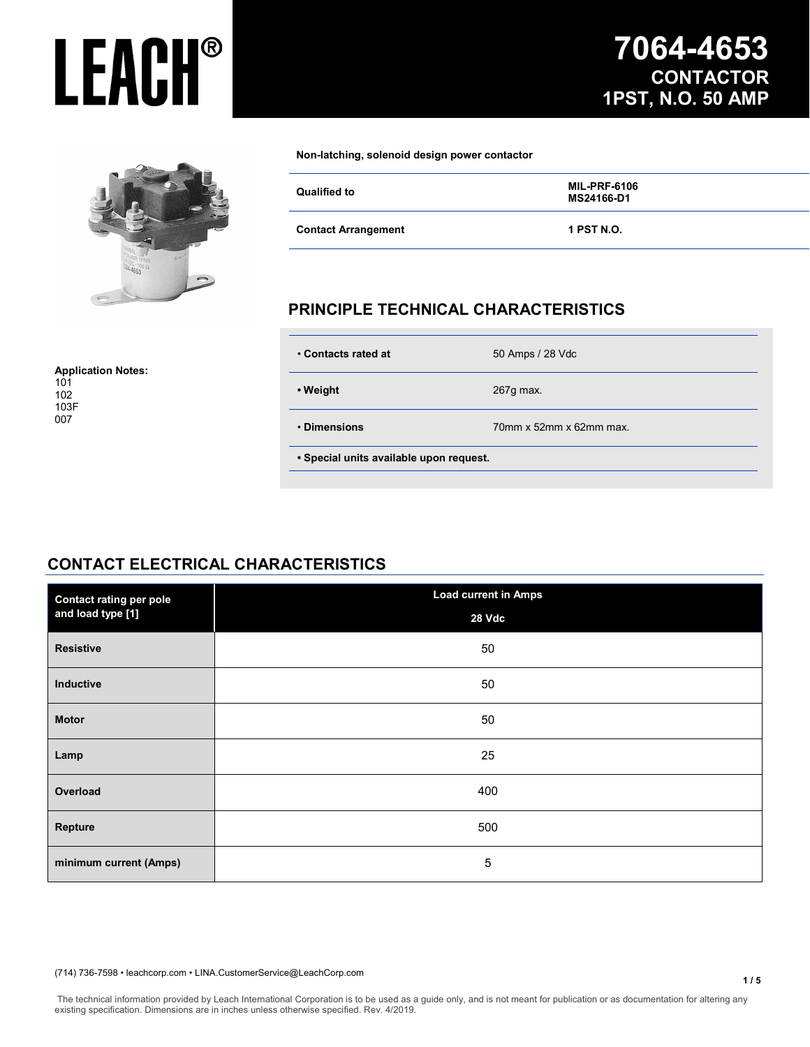# LEACH®

# 7064-4653 CONTACTOR 1PST, N.O. 50 AMP

Non-latching, solenoid design power contactor

| | |
|---|---|
| **Qualified to** | **MIL-PRF-6106 MS24166-D1** |
| **Contact Arrangement** | **1 PST N.O.** |

**Application Notes:**
101
102
103F
007

## PRINCIPLE TECHNICAL CHARACTERISTICS

| | |
|---|---|
| • **Contacts rated at** | 50 Amps / 28 Vdc |
| • **Weight** | 267g max. |
| • **Dimensions** | 70mm x 52mm x 62mm max. |
| **• Special units available upon request.** | |

## CONTACT ELECTRICAL CHARACTERISTICS

| Contact rating per pole and load type [1] | Load current in Amps 28 Vdc |
|---|---|
| **Resistive** | 50 |
| **Inductive** | 50 |
| **Motor** | 50 |
| **Lamp** | 25 |
| **Overload** | 400 |
| **Repture** | 500 |
| **minimum current (Amps)** | 5 |

(714) 736-7598 • leachcorp.com • LINA.CustomerService@LeachCorp.com

The technical information provided by Leach International Corporation is to be used as a guide only, and is not meant for publication or as documentation for altering any existing specification. Dimensions are in inches unless otherwise specified. Rev. 4/2019.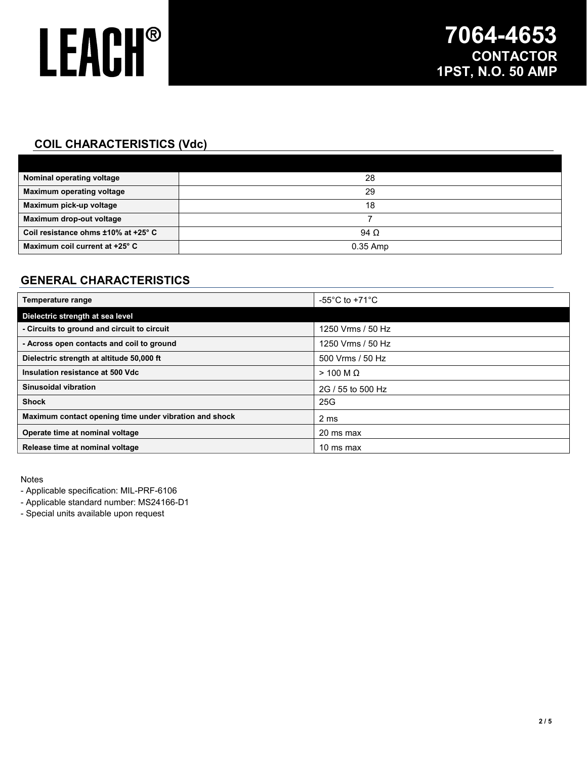# LEACH®

## 7064-4653
## CONTACTOR
## 1PST, N.O. 50 AMP

## COIL CHARACTERISTICS (Vdc)

| | |
|---|---|
| **Nominal operating voltage** | 28 |
| **Maximum operating voltage** | 29 |
| **Maximum pick-up voltage** | 18 |
| **Maximum drop-out voltage** | 7 |
| **Coil resistance ohms ±10% at +25° C** | 94 Ω |
| **Maximum coil current at +25° C** | 0.35 Amp |

## GENERAL CHARACTERISTICS

| | |
|---|---|
| **Temperature range** | -55°C to +71°C |
| **Dielectric strength at sea level** | |
| **- Circuits to ground and circuit to circuit** | 1250 Vrms / 50 Hz |
| **- Across open contacts and coil to ground** | 1250 Vrms / 50 Hz |
| **Dielectric strength at altitude 50,000 ft** | 500 Vrms / 50 Hz |
| **Insulation resistance at 500 Vdc** | > 100 M Ω |
| **Sinusoidal vibration** | 2G / 55 to 500 Hz |
| **Shock** | 25G |
| **Maximum contact opening time under vibration and shock** | 2 ms |
| **Operate time at nominal voltage** | 20 ms max |
| **Release time at nominal voltage** | 10 ms max |

Notes

- Applicable specification: MIL-PRF-6106
- Applicable standard number: MS24166-D1
- Special units available upon request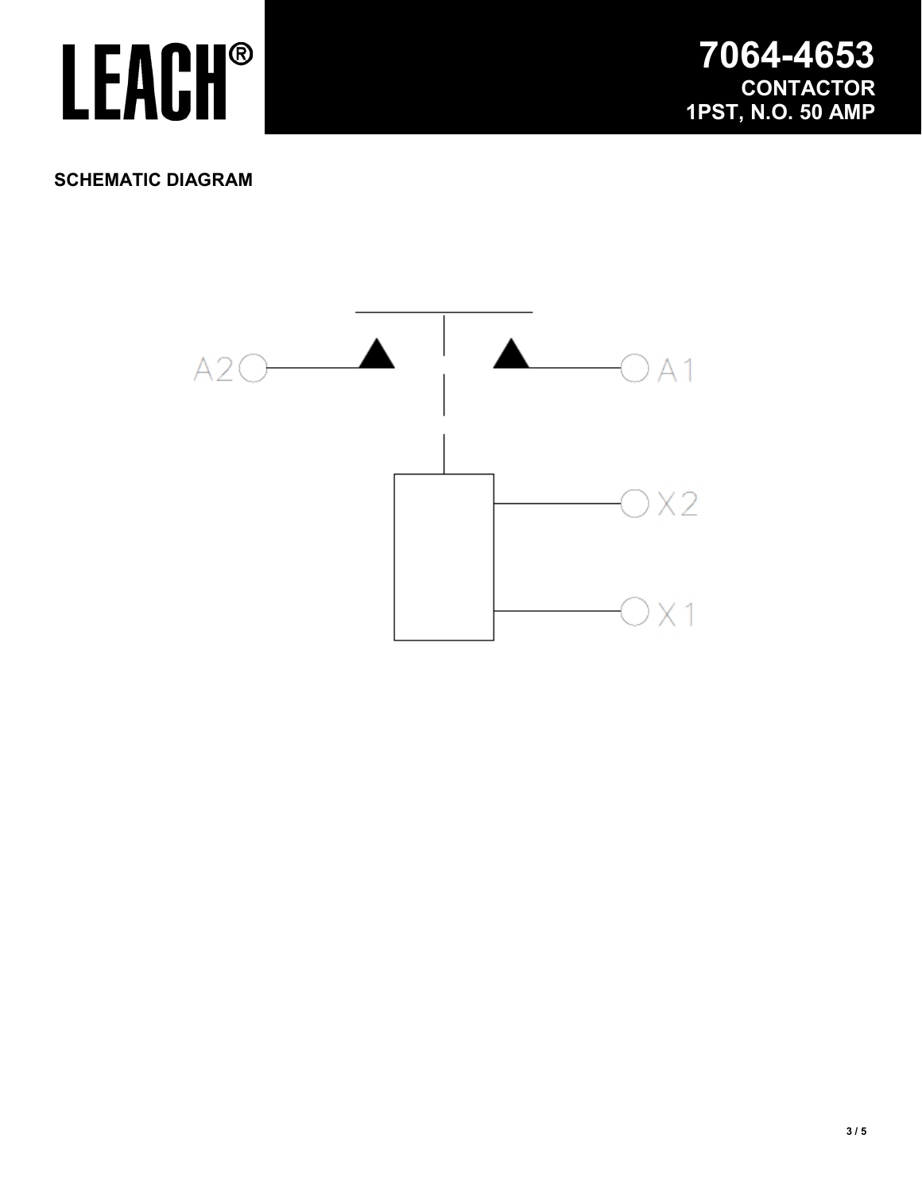# LEACH®

## 7064-4653
**CONTACTOR**
**1PST, N.O. 50 AMP**

**SCHEMATIC DIAGRAM**

A2 A1

X2

X1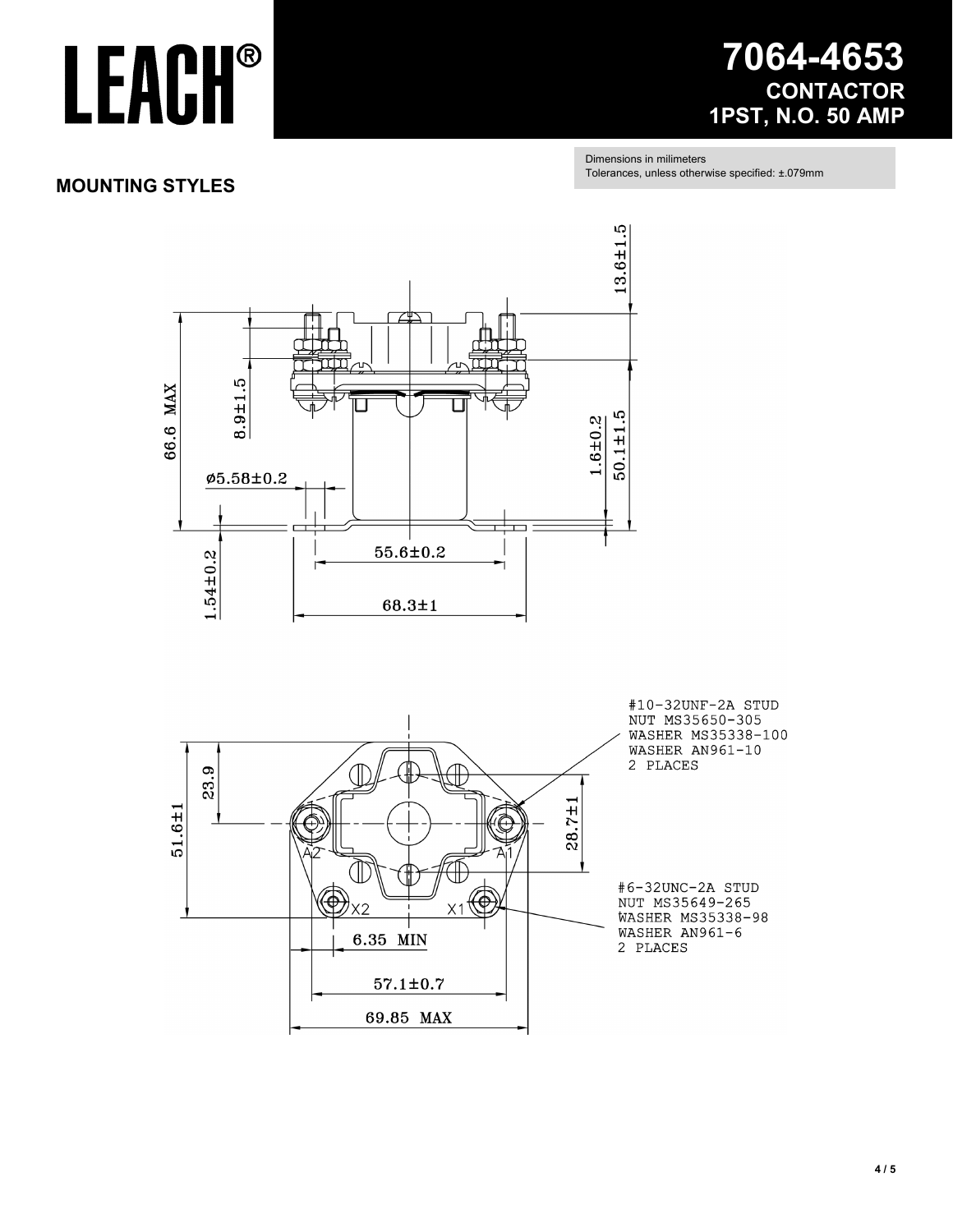# LEACH®

## 7064-4653
## CONTACTOR
## 1PST, N.O. 50 AMP

Dimensions in milimeters
Tolerances, unless otherwise specified: ±.079mm

### MOUNTING STYLES

13.6±1.5

8.9±1.5

66.6 MAX

ø5.58±0.2

1.6±0.2

50.1±1.5

55.6±0.2

1.54±0.2

68.3±1

#10-32UNF-2A STUD
NUT MS35650-305
WASHER MS35338-100
WASHER AN961-10
2 PLACES

23.9

51.6±1

28.7±1

A2

A1

X2

X1

#6-32UNC-2A STUD
NUT MS35649-265
WASHER MS35338-98
WASHER AN961-6
2 PLACES

6.35 MIN

57.1±0.7

69.85 MAX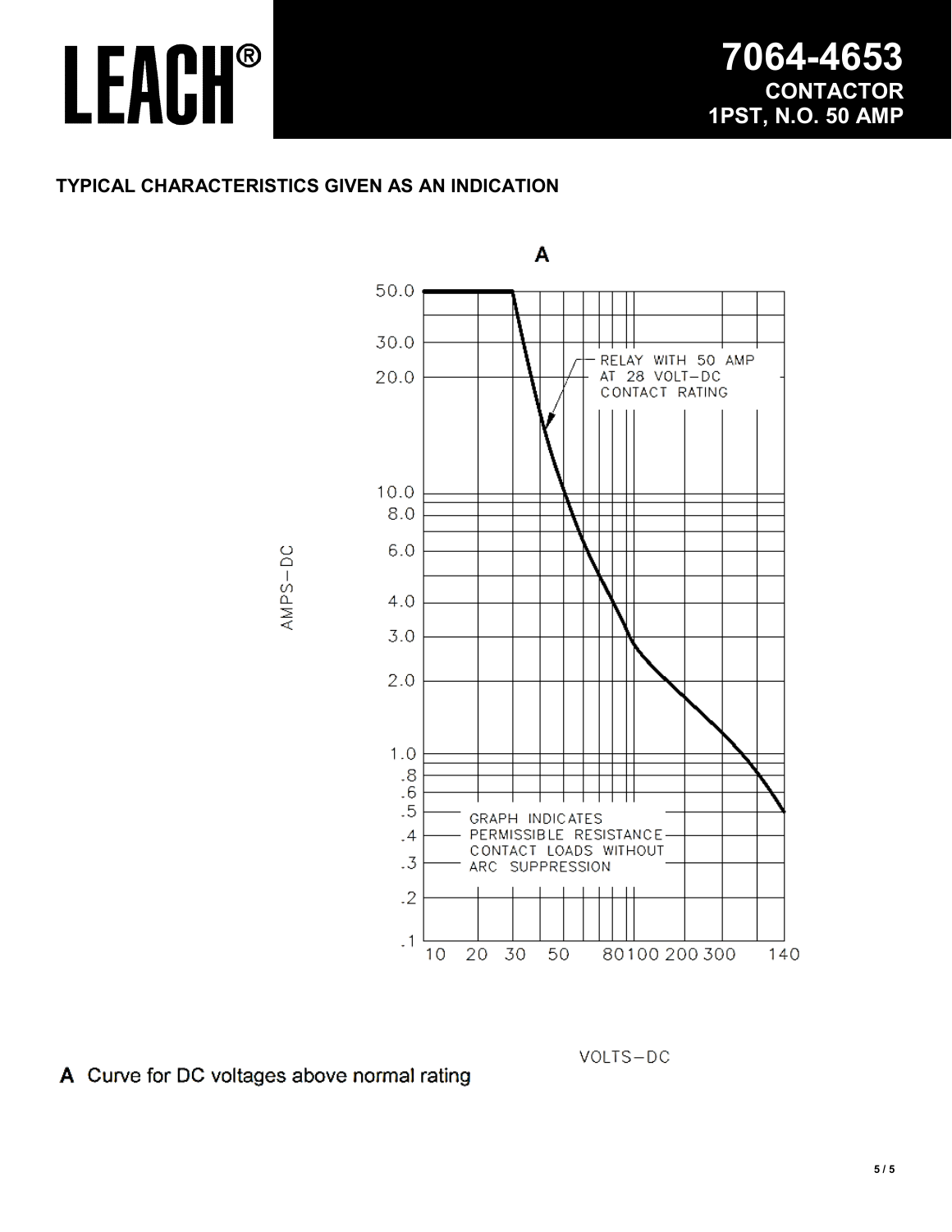# LEACH®

## 7064-4653
**CONTACTOR**
**1PST, N.O. 50 AMP**

**TYPICAL CHARACTERISTICS GIVEN AS AN INDICATION**

A

AMPS–DC

50.0
30.0
20.0
10.0
8.0
6.0
4.0
3.0
2.0
1.0
.8
.6
.5
.4
.3
.2
.1

RELAY WITH 50 AMP AT 28 VOLT–DC CONTACT RATING

GRAPH INDICATES PERMISSIBLE RESISTANCE CONTACT LOADS WITHOUT ARC SUPPRESSION

10 20 30 50 80 100 200 300 140

VOLTS–DC

**A** Curve for DC voltages above normal rating